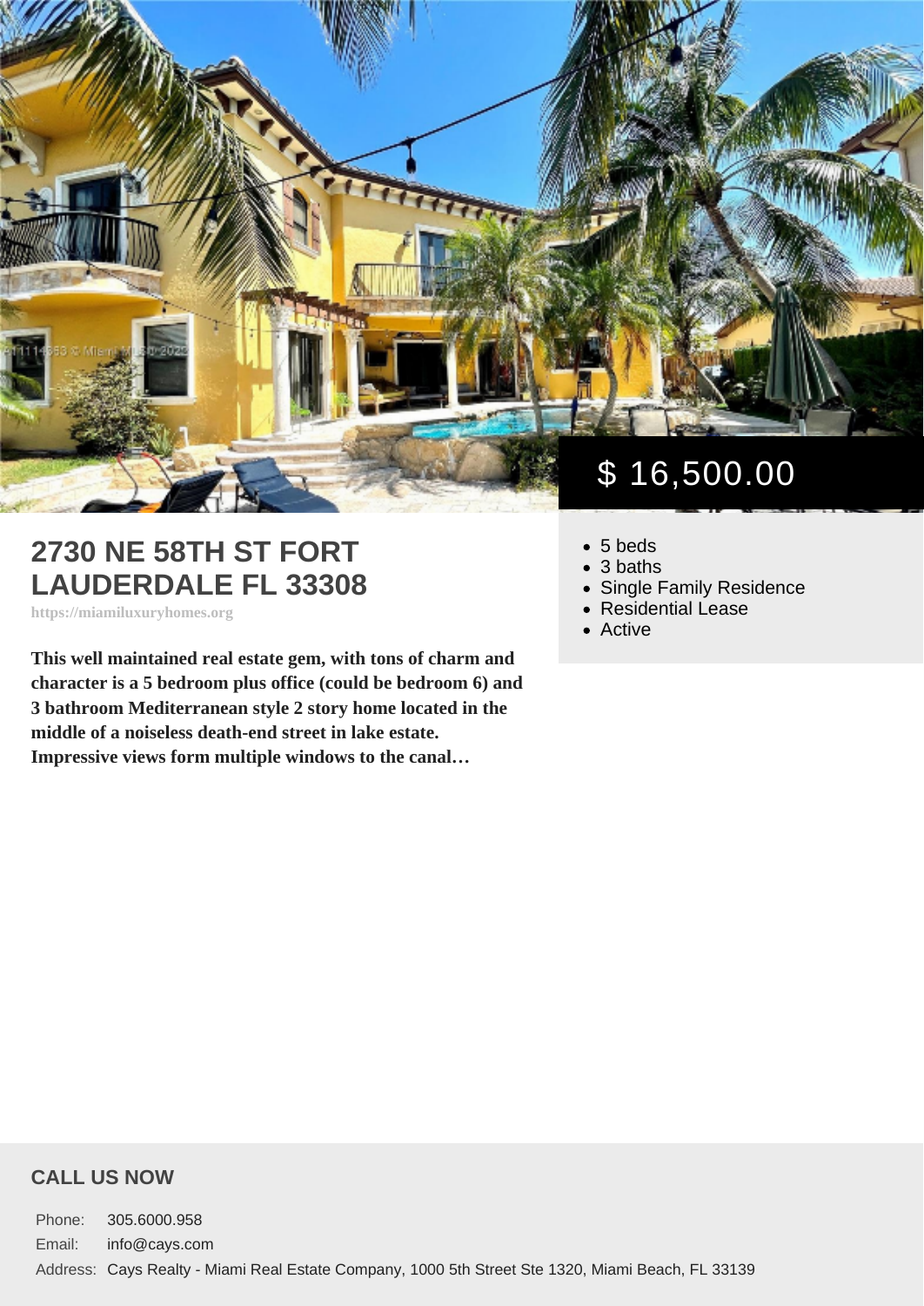$ 16,500.00

# 2730 NE 58TH ST FORT LAUDERDALE FL 33308

https://miamiluxuryhomes.org

**This well maintained real estate gem, with tons of charm and character is a 5 bedroom plus office (could be bedroom 6) and 3 bathroom Mediterranean style 2 story home located in the middle of a noiseless death-end street in lake estate. Impressive views form multiple windows to the canal…**

- 5 beds
- 3 baths
- Single Family Residence
- Residential Lease
- Active

## CALL US NOW

| | |
|---|---|
| Phone: | 305.6000.958 |
| Email: | info@cays.com |
| Address: | Cays Realty - Miami Real Estate Company, 1000 5th Street Ste 1320, Miami Beach, FL 33139 |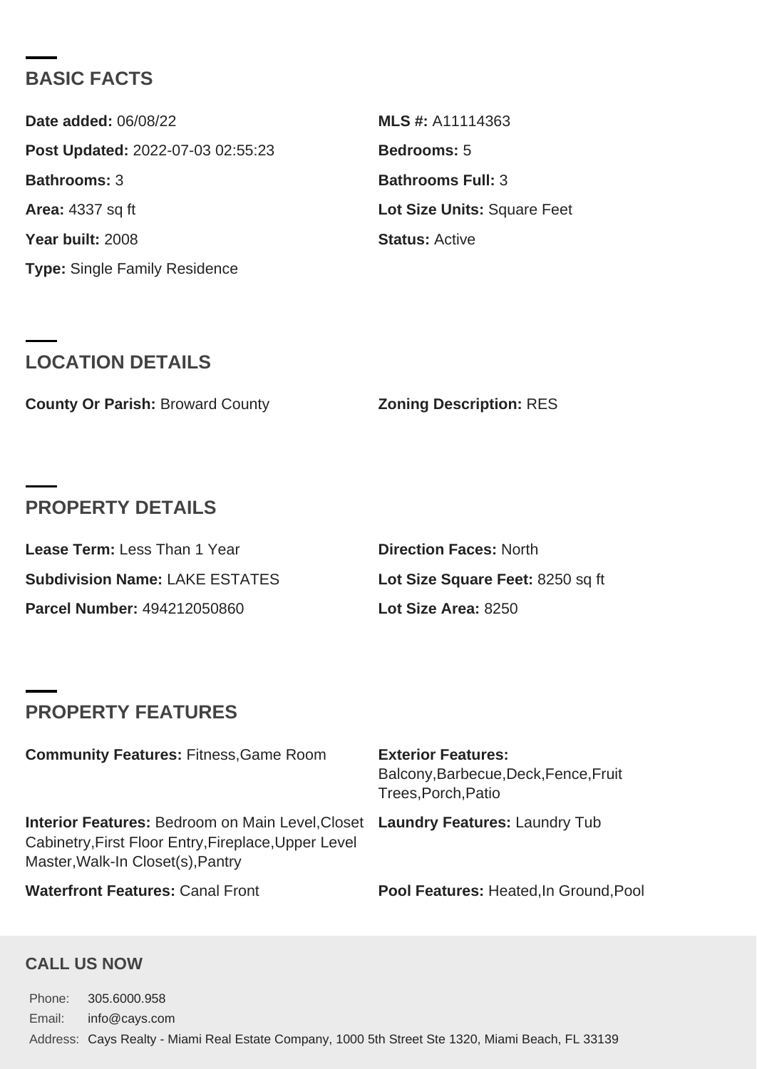## BASIC FACTS

**Date added:** 06/08/22

**MLS #:** A11114363

**Post Updated:** 2022-07-03 02:55:23

**Bedrooms:** 5

**Bathrooms:** 3

**Bathrooms Full:** 3

**Area:** 4337 sq ft

**Lot Size Units:** Square Feet

**Year built:** 2008

**Status:** Active

**Type:** Single Family Residence

## LOCATION DETAILS

**County Or Parish:** Broward County

**Zoning Description:** RES

## PROPERTY DETAILS

**Lease Term:** Less Than 1 Year

**Direction Faces:** North

**Subdivision Name:** LAKE ESTATES

**Lot Size Square Feet:** 8250 sq ft

**Parcel Number:** 494212050860

**Lot Size Area:** 8250

## PROPERTY FEATURES

**Community Features:** Fitness,Game Room

**Exterior Features:** Balcony,Barbecue,Deck,Fence,Fruit Trees,Porch,Patio

**Interior Features:** Bedroom on Main Level,Closet Cabinetry,First Floor Entry,Fireplace,Upper Level Master,Walk-In Closet(s),Pantry

**Laundry Features:** Laundry Tub

**Waterfront Features:** Canal Front

**Pool Features:** Heated,In Ground,Pool

### CALL US NOW

Phone: 305.6000.958

Email: info@cays.com

Address: Cays Realty - Miami Real Estate Company, 1000 5th Street Ste 1320, Miami Beach, FL 33139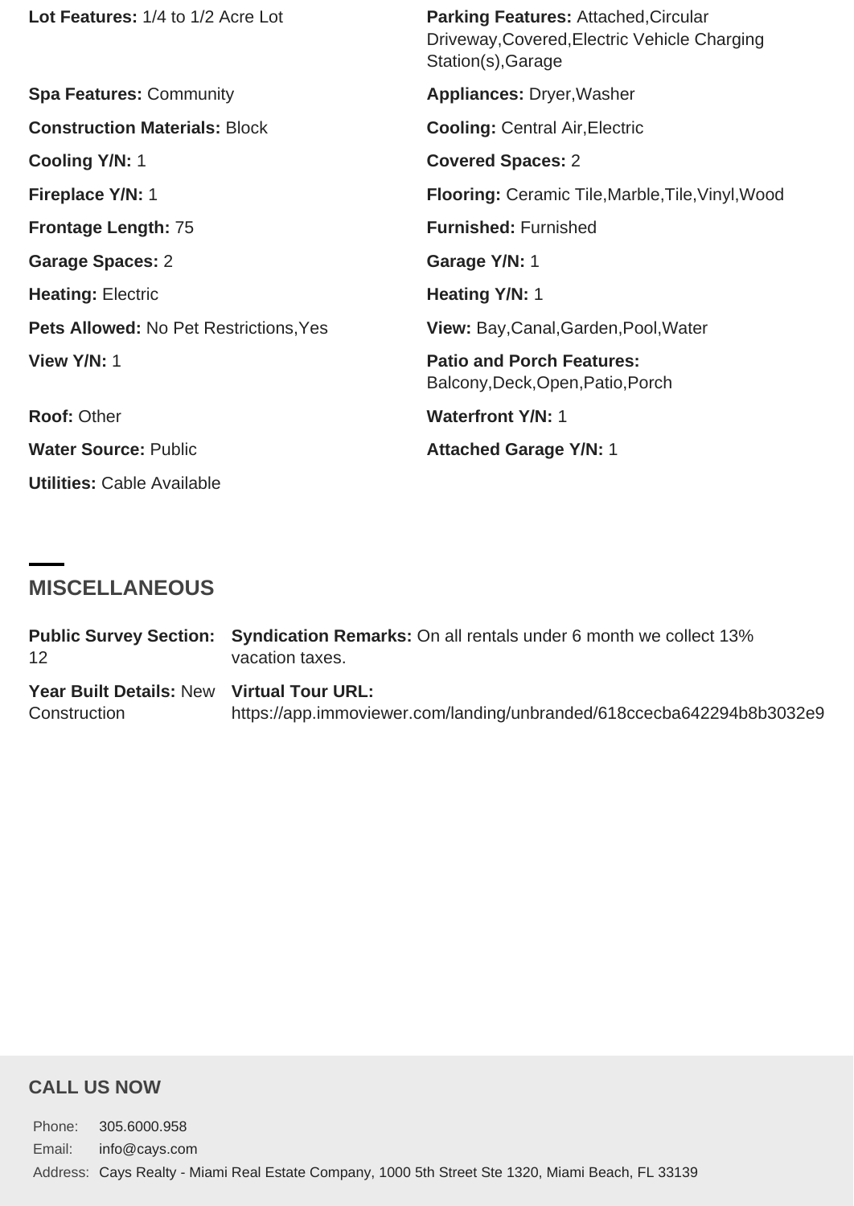**Lot Features:** 1/4 to 1/2 Acre Lot

**Parking Features:** Attached,Circular Driveway,Covered,Electric Vehicle Charging Station(s),Garage

**Spa Features:** Community

**Appliances:** Dryer,Washer

**Construction Materials:** Block

**Cooling:** Central Air,Electric

**Cooling Y/N:** 1

**Covered Spaces:** 2

**Fireplace Y/N:** 1

**Flooring:** Ceramic Tile,Marble,Tile,Vinyl,Wood

**Frontage Length:** 75

**Furnished:** Furnished

**Garage Spaces:** 2

**Garage Y/N:** 1

**Heating:** Electric

**Heating Y/N:** 1

**Pets Allowed:** No Pet Restrictions,Yes

**View:** Bay,Canal,Garden,Pool,Water

**View Y/N:** 1

**Patio and Porch Features:** Balcony,Deck,Open,Patio,Porch

**Roof:** Other

**Waterfront Y/N:** 1

**Water Source:** Public

**Attached Garage Y/N:** 1

**Utilities:** Cable Available

## MISCELLANEOUS

**Public Survey Section:** 12

**Syndication Remarks:** On all rentals under 6 month we collect 13% vacation taxes.

**Year Built Details:** New Construction

**Virtual Tour URL:** https://app.immoviewer.com/landing/unbranded/618ccecba642294b8b3032e9

### CALL US NOW

Phone: 305.6000.958

Email: info@cays.com

Address: Cays Realty - Miami Real Estate Company, 1000 5th Street Ste 1320, Miami Beach, FL 33139